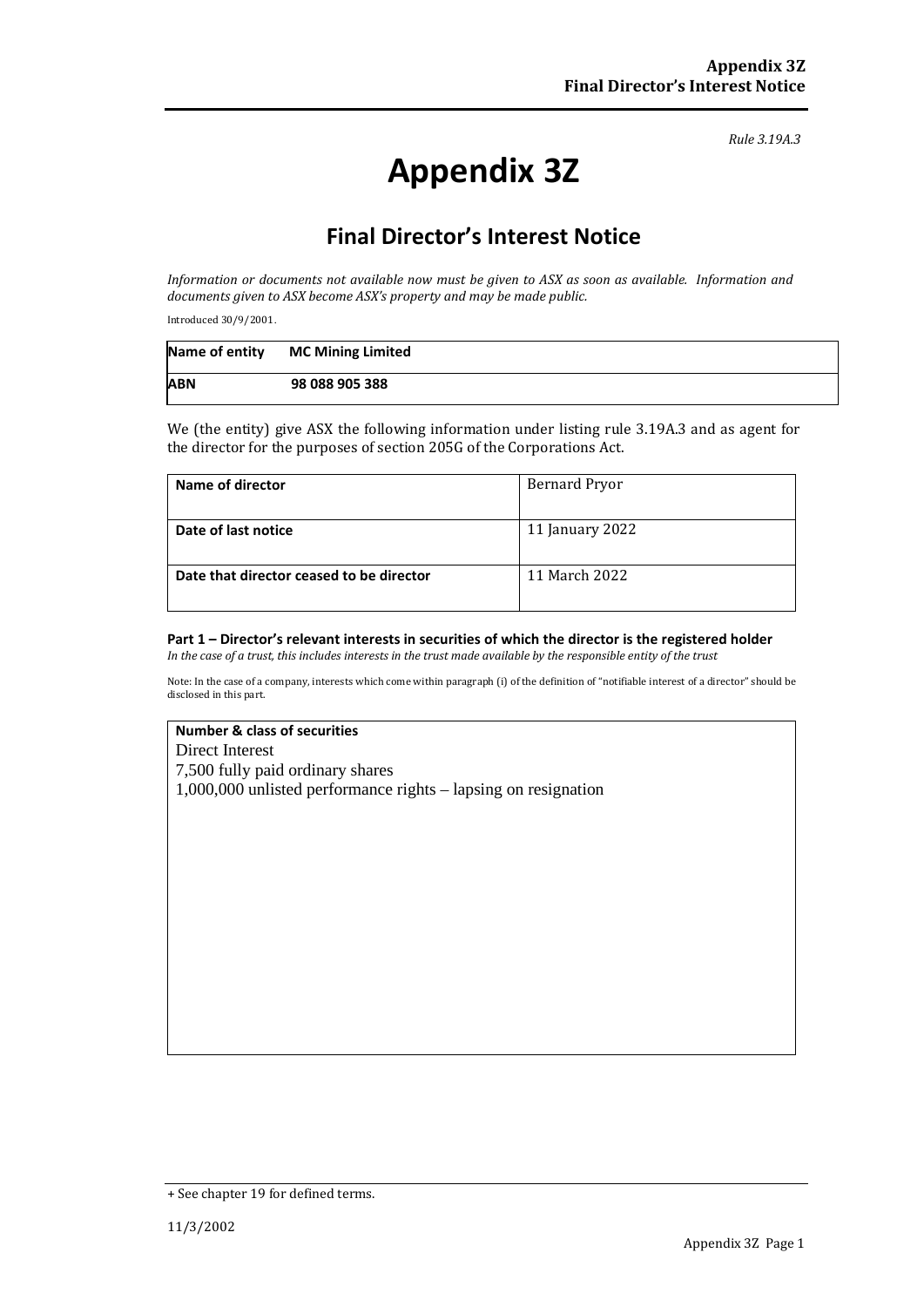*Rule 3.19A.3*

# Appendix 3Z

## Final Director's Interest Notice

*Information or documents not available now must be given to ASX as soon as available. Information and documents given to ASX become ASX's property and may be made public.*

Introduced 30/9/2001.

| | |
|---|---|
| **Name of entity** | **MC Mining Limited** |
| **ABN** | **98 088 905 388** |

We (the entity) give ASX the following information under listing rule 3.19A.3 and as agent for the director for the purposes of section 205G of the Corporations Act.

| | |
|---|---|
| **Name of director** | Bernard Pryor |
| **Date of last notice** | 11 January 2022 |
| **Date that director ceased to be director** | 11 March 2022 |

**Part 1 – Director's relevant interests in securities of which the director is the registered holder**

*In the case of a trust, this includes interests in the trust made available by the responsible entity of the trust*

Note: In the case of a company, interests which come within paragraph (i) of the definition of "notifiable interest of a director" should be disclosed in this part.

| **Number & class of securities** |
|---|
| Direct Interest<br>7,500 fully paid ordinary shares<br>1,000,000 unlisted performance rights – lapsing on resignation |

+ See chapter 19 for defined terms.

11/3/2002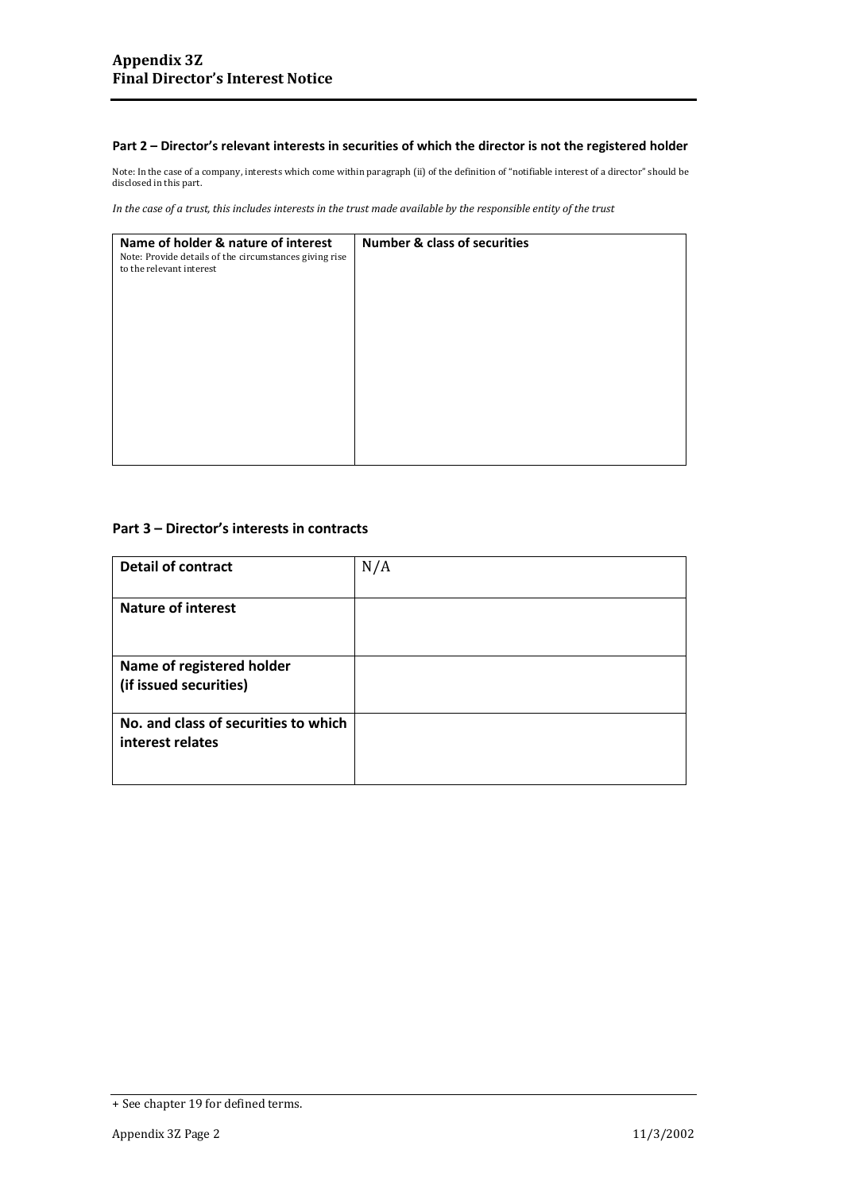## Part 2 – Director's relevant interests in securities of which the director is not the registered holder

Note: In the case of a company, interests which come within paragraph (ii) of the definition of "notifiable interest of a director" should be disclosed in this part.

*In the case of a trust, this includes interests in the trust made available by the responsible entity of the trust*

| **Name of holder & nature of interest**<br>Note: Provide details of the circumstances giving rise to the relevant interest | **Number & class of securities** |
| --- | --- |
| | |

## Part 3 – Director's interests in contracts

| | |
| --- | --- |
| **Detail of contract** | N/A |
| **Nature of interest** | |
| **Name of registered holder (if issued securities)** | |
| **No. and class of securities to which interest relates** | |

+ See chapter 19 for defined terms.